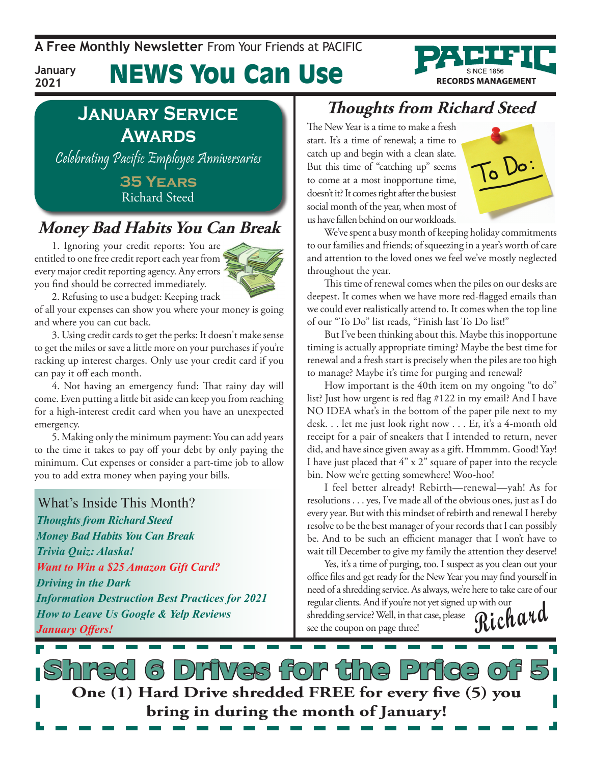**A Free Monthly Newsletter** From Your Friends at PACIFIC

January 2021

# NEWS You Can Use

PACIFIC SINCE 1856 RECORDS MANAGEMENT

## January Service Awards

*Celebrating Pacific Employee Anniversaries*

**35 Years**
Richard Steed

## *Money Bad Habits You Can Break*

1. Ignoring your credit reports: You are entitled to one free credit report each year from every major credit reporting agency. Any errors you find should be corrected immediately.

2. Refusing to use a budget: Keeping track of all your expenses can show you where your money is going and where you can cut back.

3. Using credit cards to get the perks: It doesn't make sense to get the miles or save a little more on your purchases if you're racking up interest charges. Only use your credit card if you can pay it off each month.

4. Not having an emergency fund: That rainy day will come. Even putting a little bit aside can keep you from reaching for a high-interest credit card when you have an unexpected emergency.

5. Making only the minimum payment: You can add years to the time it takes to pay off your debt by only paying the minimum. Cut expenses or consider a part-time job to allow you to add extra money when paying your bills.

### What's Inside This Month?

*Thoughts from Richard Steed*
*Money Bad Habits You Can Break*
*Trivia Quiz: Alaska!*
*Want to Win a $25 Amazon Gift Card?*
*Driving in the Dark*
*Information Destruction Best Practices for 2021*
*How to Leave Us Google & Yelp Reviews*
*January Offers!*

## *Thoughts from Richard Steed*

The New Year is a time to make a fresh start. It's a time of renewal; a time to catch up and begin with a clean slate. But this time of "catching up" seems to come at a most inopportune time, doesn't it? It comes right after the busiest social month of the year, when most of us have fallen behind on our workloads.

We've spent a busy month of keeping holiday commitments to our families and friends; of squeezing in a year's worth of care and attention to the loved ones we feel we've mostly neglected throughout the year.

This time of renewal comes when the piles on our desks are deepest. It comes when we have more red-flagged emails than we could ever realistically attend to. It comes when the top line of our "To Do" list reads, "Finish last To Do list!"

But I've been thinking about this. Maybe this inopportune timing is actually appropriate timing? Maybe the best time for renewal and a fresh start is precisely when the piles are too high to manage? Maybe it's time for purging and renewal?

How important is the 40th item on my ongoing "to do" list? Just how urgent is red flag #122 in my email? And I have NO IDEA what's in the bottom of the paper pile next to my desk. . . let me just look right now . . . Er, it's a 4-month old receipt for a pair of sneakers that I intended to return, never did, and have since given away as a gift. Hmmmm. Good! Yay! I have just placed that 4" x 2" square of paper into the recycle bin. Now we're getting somewhere! Woo-hoo!

I feel better already! Rebirth—renewal—yah! As for resolutions . . . yes, I've made all of the obvious ones, just as I do every year. But with this mindset of rebirth and renewal I hereby resolve to be the best manager of your records that I can possibly be. And to be such an efficient manager that I won't have to wait till December to give my family the attention they deserve!

Yes, it's a time of purging, too. I suspect as you clean out your office files and get ready for the New Year you may find yourself in need of a shredding service. As always, we're here to take care of our regular clients. And if you're not yet signed up with our shredding service? Well, in that case, please see the coupon on page three!

*Richard*

## Shred 6 Drives for the Price of 5

**One (1) Hard Drive shredded FREE for every five (5) you bring in during the month of January!**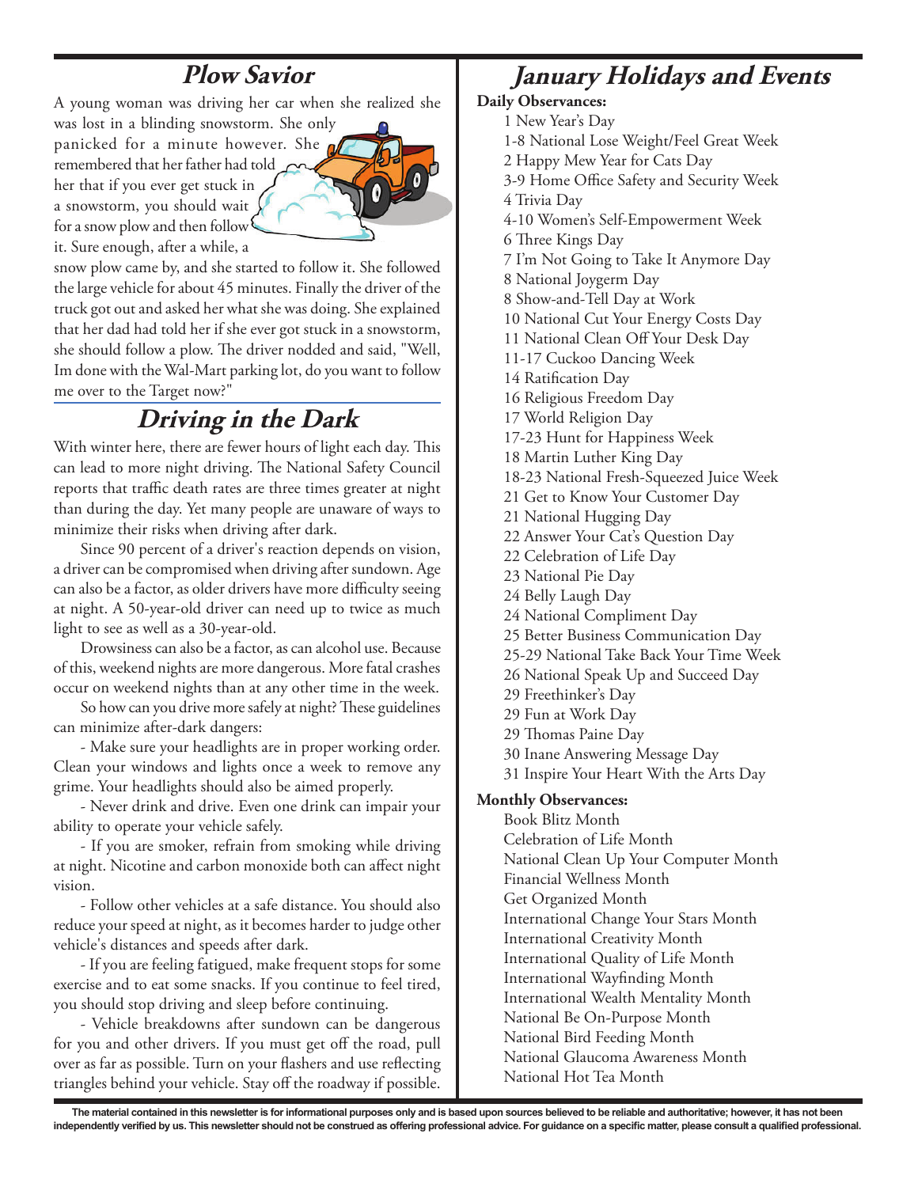## Plow Savior

A young woman was driving her car when she realized she was lost in a blinding snowstorm. She only panicked for a minute however. She remembered that her father had told her that if you ever get stuck in a snowstorm, you should wait for a snow plow and then follow it. Sure enough, after a while, a snow plow came by, and she started to follow it. She followed the large vehicle for about 45 minutes. Finally the driver of the truck got out and asked her what she was doing. She explained that her dad had told her if she ever got stuck in a snowstorm, she should follow a plow. The driver nodded and said, "Well, Im done with the Wal-Mart parking lot, do you want to follow me over to the Target now?"

## Driving in the Dark

With winter here, there are fewer hours of light each day. This can lead to more night driving. The National Safety Council reports that traffic death rates are three times greater at night than during the day. Yet many people are unaware of ways to minimize their risks when driving after dark.

Since 90 percent of a driver's reaction depends on vision, a driver can be compromised when driving after sundown. Age can also be a factor, as older drivers have more difficulty seeing at night. A 50-year-old driver can need up to twice as much light to see as well as a 30-year-old.

Drowsiness can also be a factor, as can alcohol use. Because of this, weekend nights are more dangerous. More fatal crashes occur on weekend nights than at any other time in the week.

So how can you drive more safely at night? These guidelines can minimize after-dark dangers:

- Make sure your headlights are in proper working order. Clean your windows and lights once a week to remove any grime. Your headlights should also be aimed properly.
- Never drink and drive. Even one drink can impair your ability to operate your vehicle safely.
- If you are smoker, refrain from smoking while driving at night. Nicotine and carbon monoxide both can affect night vision.
- Follow other vehicles at a safe distance. You should also reduce your speed at night, as it becomes harder to judge other vehicle's distances and speeds after dark.
- If you are feeling fatigued, make frequent stops for some exercise and to eat some snacks. If you continue to feel tired, you should stop driving and sleep before continuing.
- Vehicle breakdowns after sundown can be dangerous for you and other drivers. If you must get off the road, pull over as far as possible. Turn on your flashers and use reflecting triangles behind your vehicle. Stay off the roadway if possible.

## January Holidays and Events

**Daily Observances:**

1 New Year's Day
1-8 National Lose Weight/Feel Great Week
2 Happy Mew Year for Cats Day
3-9 Home Office Safety and Security Week
4 Trivia Day
4-10 Women's Self-Empowerment Week
6 Three Kings Day
7 I'm Not Going to Take It Anymore Day
8 National Joygerm Day
8 Show-and-Tell Day at Work
10 National Cut Your Energy Costs Day
11 National Clean Off Your Desk Day
11-17 Cuckoo Dancing Week
14 Ratification Day
16 Religious Freedom Day
17 World Religion Day
17-23 Hunt for Happiness Week
18 Martin Luther King Day
18-23 National Fresh-Squeezed Juice Week
21 Get to Know Your Customer Day
21 National Hugging Day
22 Answer Your Cat's Question Day
22 Celebration of Life Day
23 National Pie Day
24 Belly Laugh Day
24 National Compliment Day
25 Better Business Communication Day
25-29 National Take Back Your Time Week
26 National Speak Up and Succeed Day
29 Freethinker's Day
29 Fun at Work Day
29 Thomas Paine Day
30 Inane Answering Message Day
31 Inspire Your Heart With the Arts Day

**Monthly Observances:**

Book Blitz Month
Celebration of Life Month
National Clean Up Your Computer Month
Financial Wellness Month
Get Organized Month
International Change Your Stars Month
International Creativity Month
International Quality of Life Month
International Wayfinding Month
International Wealth Mentality Month
National Be On-Purpose Month
National Bird Feeding Month
National Glaucoma Awareness Month
National Hot Tea Month

**The material contained in this newsletter is for informational purposes only and is based upon sources believed to be reliable and authoritative; however, it has not been independently verified by us. This newsletter should not be construed as offering professional advice. For guidance on a specific matter, please consult a qualified professional.**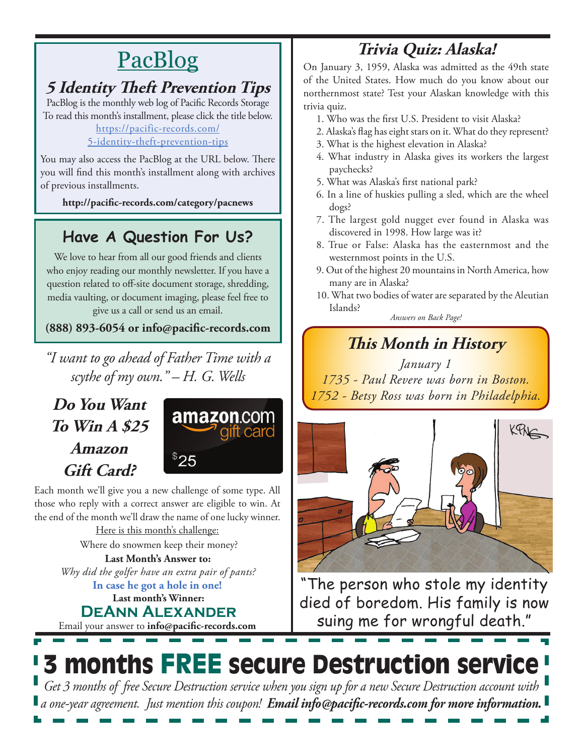# PacBlog

## *5 Identity Theft Prevention Tips*

PacBlog is the monthly web log of Pacific Records Storage
To read this month's installment, please click the title below.
https://pacific-records.com/5-identity-theft-prevention-tips

You may also access the PacBlog at the URL below. There you will find this month's installment along with archives of previous installments.

**http://pacific-records.com/category/pacnews**

## Have A Question For Us?

We love to hear from all our good friends and clients who enjoy reading our monthly newsletter. If you have a question related to off-site document storage, shredding, media vaulting, or document imaging, please feel free to give us a call or send us an email.

**(888) 893-6054 or info@pacific-records.com**

*"I want to go ahead of Father Time with a scythe of my own." – H. G. Wells*

## *Do You Want To Win A $25 Amazon Gift Card?*

amazon.com gift card $25

Each month we'll give you a new challenge of some type. All those who reply with a correct answer are eligible to win. At the end of the month we'll draw the name of one lucky winner.

Here is this month's challenge:

Where do snowmen keep their money?

**Last Month's Answer to:**

*Why did the golfer have an extra pair of pants?*

**In case he got a hole in one!**

**Last month's Winner:**

**DeAnn Alexander**

Email your answer to **info@pacific-records.com**

## *Trivia Quiz: Alaska!*

On January 3, 1959, Alaska was admitted as the 49th state of the United States. How much do you know about our northernmost state? Test your Alaskan knowledge with this trivia quiz.

1. Who was the first U.S. President to visit Alaska?
2. Alaska's flag has eight stars on it. What do they represent?
3. What is the highest elevation in Alaska?
4. What industry in Alaska gives its workers the largest paychecks?
5. What was Alaska's first national park?
6. In a line of huskies pulling a sled, which are the wheel dogs?
7. The largest gold nugget ever found in Alaska was discovered in 1998. How large was it?
8. True or False: Alaska has the easternmost and the westernmost points in the U.S.
9. Out of the highest 20 mountains in North America, how many are in Alaska?
10. What two bodies of water are separated by the Aleutian Islands?

*Answers on Back Page!*

## *This Month in History*

*January 1*
*1735 - Paul Revere was born in Boston.*
*1752 - Betsy Ross was born in Philadelphia.*

"The person who stole my identity died of boredom. His family is now suing me for wrongful death."

## 3 months FREE secure Destruction service

*Get 3 months of free Secure Destruction service when you sign up for a new Secure Destruction account with a one-year agreement. Just mention this coupon!* ***Email info@pacific-records.com for more information.***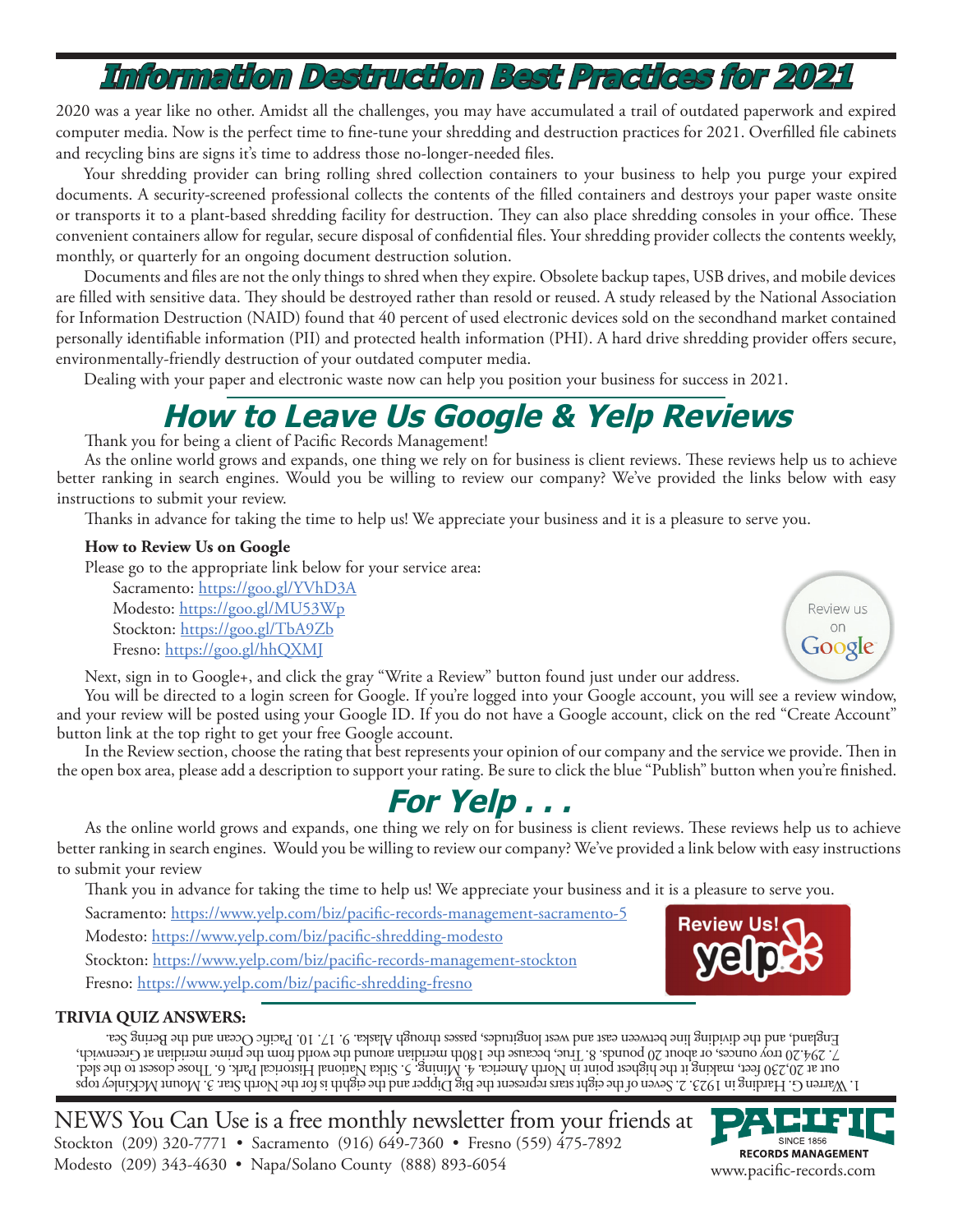# Information Destruction Best Practices for 2021

2020 was a year like no other. Amidst all the challenges, you may have accumulated a trail of outdated paperwork and expired computer media. Now is the perfect time to fine-tune your shredding and destruction practices for 2021. Overfilled file cabinets and recycling bins are signs it's time to address those no-longer-needed files.

Your shredding provider can bring rolling shred collection containers to your business to help you purge your expired documents. A security-screened professional collects the contents of the filled containers and destroys your paper waste onsite or transports it to a plant-based shredding facility for destruction. They can also place shredding consoles in your office. These convenient containers allow for regular, secure disposal of confidential files. Your shredding provider collects the contents weekly, monthly, or quarterly for an ongoing document destruction solution.

Documents and files are not the only things to shred when they expire. Obsolete backup tapes, USB drives, and mobile devices are filled with sensitive data. They should be destroyed rather than resold or reused. A study released by the National Association for Information Destruction (NAID) found that 40 percent of used electronic devices sold on the secondhand market contained personally identifiable information (PII) and protected health information (PHI). A hard drive shredding provider offers secure, environmentally-friendly destruction of your outdated computer media.

Dealing with your paper and electronic waste now can help you position your business for success in 2021.

# How to Leave Us Google & Yelp Reviews

Thank you for being a client of Pacific Records Management!

As the online world grows and expands, one thing we rely on for business is client reviews. These reviews help us to achieve better ranking in search engines. Would you be willing to review our company? We've provided the links below with easy instructions to submit your review.

Thanks in advance for taking the time to help us! We appreciate your business and it is a pleasure to serve you.

**How to Review Us on Google**

Please go to the appropriate link below for your service area:

Sacramento: https://goo.gl/YVhD3A
Modesto: https://goo.gl/MU53Wp
Stockton: https://goo.gl/TbA9Zb
Fresno: https://goo.gl/hhQXMJ

Review us on Google

Next, sign in to Google+, and click the gray "Write a Review" button found just under our address.

You will be directed to a login screen for Google. If you're logged into your Google account, you will see a review window, and your review will be posted using your Google ID. If you do not have a Google account, click on the red "Create Account" button link at the top right to get your free Google account.

In the Review section, choose the rating that best represents your opinion of our company and the service we provide. Then in the open box area, please add a description to support your rating. Be sure to click the blue "Publish" button when you're finished.

# For Yelp . . .

As the online world grows and expands, one thing we rely on for business is client reviews. These reviews help us to achieve better ranking in search engines. Would you be willing to review our company? We've provided a link below with easy instructions to submit your review

Thank you in advance for taking the time to help us! We appreciate your business and it is a pleasure to serve you.

Sacramento: https://www.yelp.com/biz/pacific-records-management-sacramento-5
Modesto: https://www.yelp.com/biz/pacific-shredding-modesto
Stockton: https://www.yelp.com/biz/pacific-records-management-stockton
Fresno: https://www.yelp.com/biz/pacific-shredding-fresno

Review Us! yelp

**TRIVIA QUIZ ANSWERS:**

1. Warren G. Harding in 1923. 2. Seven of the eight stars represent the Big Dipper and the eighth is for the North Star. 3. Mount McKinley tops out at 20,230 feet, making it the highest point in North America. 4. Mining. 5. Sitka National Historical Park. 6. Those closest to the sled. 7. 294.20 troy ounces, or about 20 pounds. 8. True, because the 180th meridian around the world from the prime meridian at Greenwich, England, and the dividing line between east and west longitudes, passes through Alaska. 9. 17. 10. Pacific Ocean and the Bering Sea.

NEWS You Can Use is a free monthly newsletter from your friends at

Stockton (209) 320-7771 • Sacramento (916) 649-7360 • Fresno (559) 475-7892
Modesto (209) 343-4630 • Napa/Solano County (888) 893-6054

PACIFIC SINCE 1856 RECORDS MANAGEMENT
www.pacific-records.com